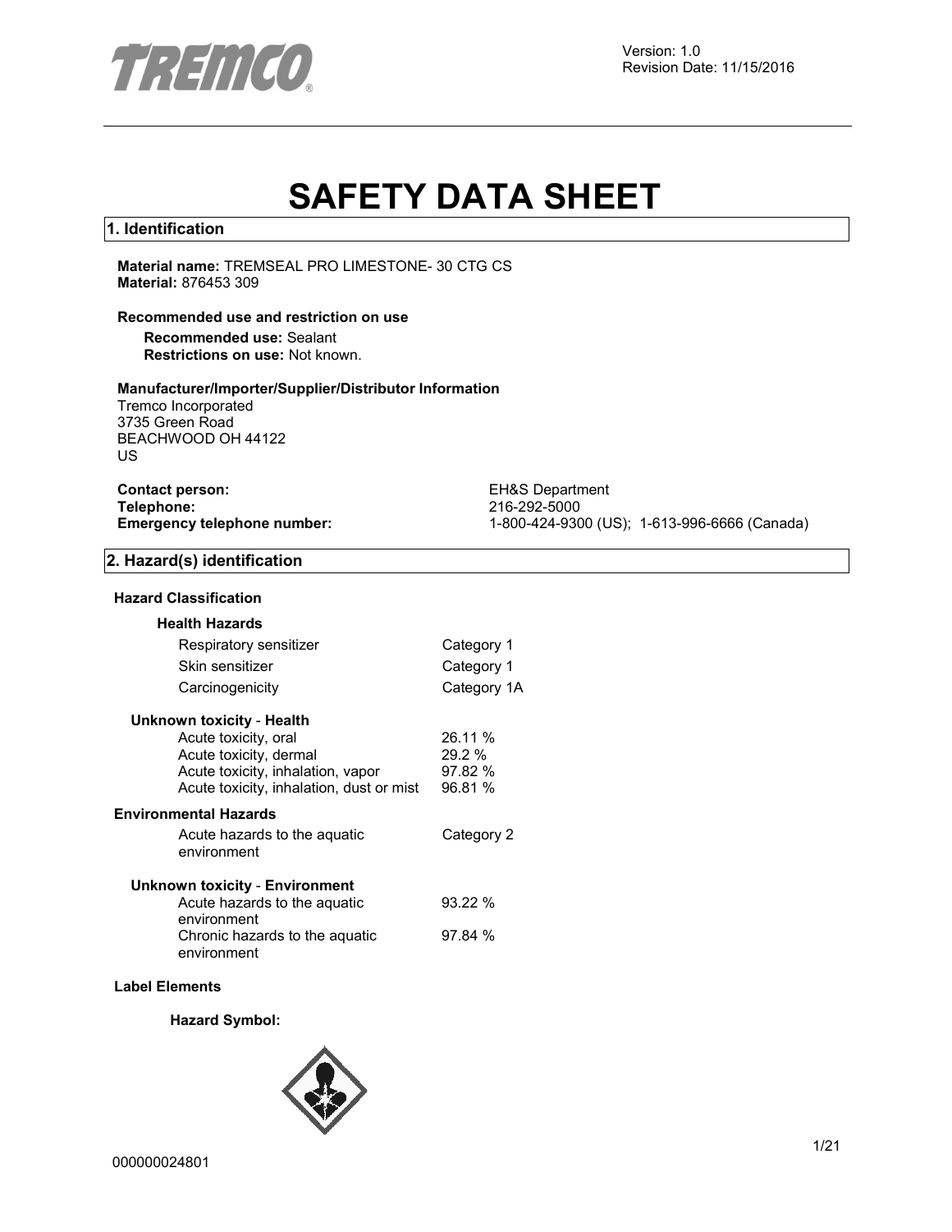Version: 1.0
Revision Date: 11/15/2016

# SAFETY DATA SHEET

## 1. Identification

**Material name:** TREMSEAL PRO LIMESTONE- 30 CTG CS
**Material:** 876453 309

**Recommended use and restriction on use**

**Recommended use:** Sealant
**Restrictions on use:** Not known.

**Manufacturer/Importer/Supplier/Distributor Information**

Tremco Incorporated
3735 Green Road
BEACHWOOD OH 44122
US

| | |
|---|---|
| **Contact person:** | EH&S Department |
| **Telephone:** | 216-292-5000 |
| **Emergency telephone number:** | 1-800-424-9300 (US); 1-613-996-6666 (Canada) |

## 2. Hazard(s) identification

### Hazard Classification

**Health Hazards**

| | |
|---|---|
| Respiratory sensitizer | Category 1 |
| Skin sensitizer | Category 1 |
| Carcinogenicity | Category 1A |

**Unknown toxicity - Health**

| | |
|---|---|
| Acute toxicity, oral | 26.11 % |
| Acute toxicity, dermal | 29.2 % |
| Acute toxicity, inhalation, vapor | 97.82 % |
| Acute toxicity, inhalation, dust or mist | 96.81 % |

**Environmental Hazards**

| | |
|---|---|
| Acute hazards to the aquatic environment | Category 2 |

**Unknown toxicity - Environment**

| | |
|---|---|
| Acute hazards to the aquatic environment | 93.22 % |
| Chronic hazards to the aquatic environment | 97.84 % |

### Label Elements

**Hazard Symbol:**

000000024801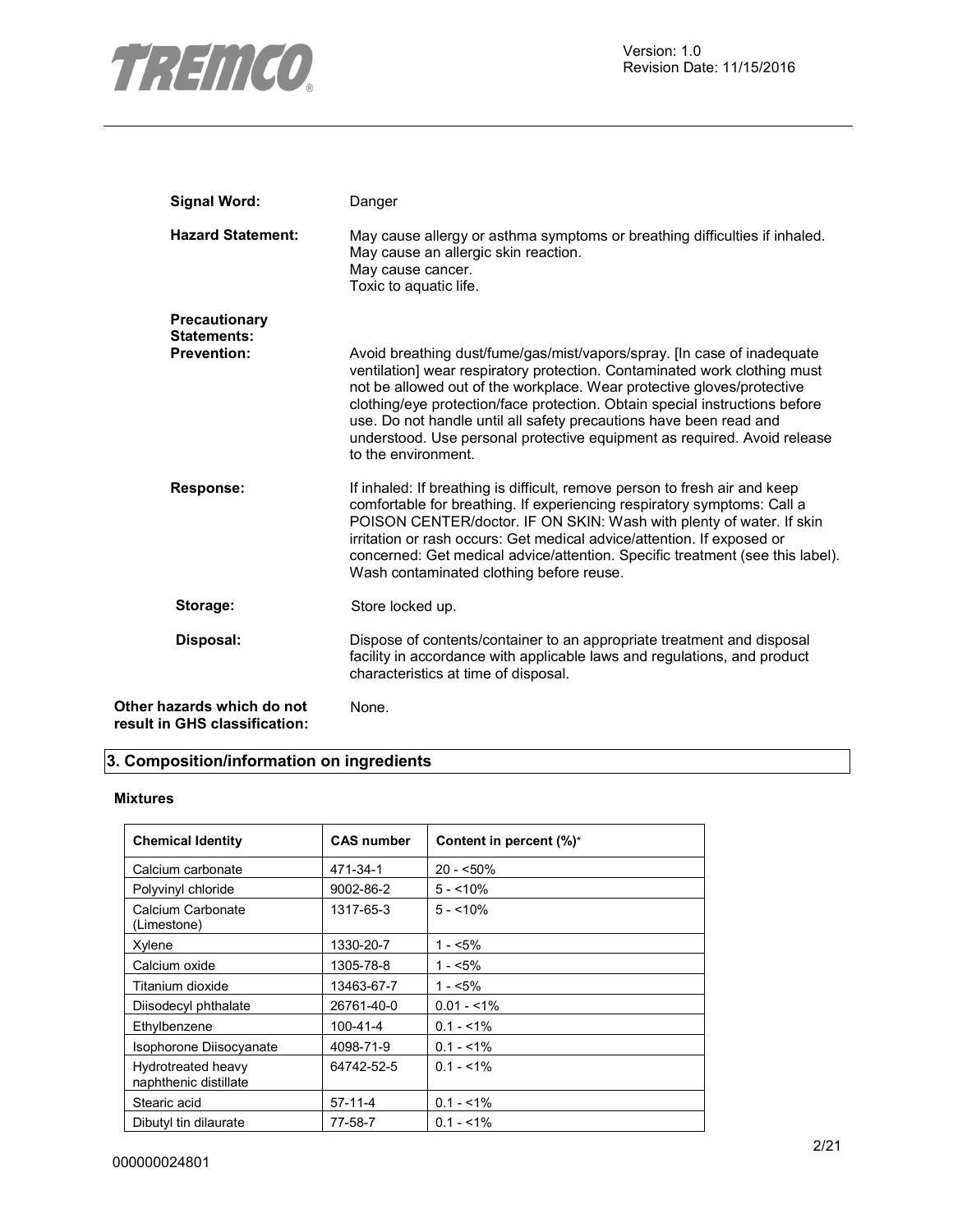**Signal Word:** Danger

**Hazard Statement:** May cause allergy or asthma symptoms or breathing difficulties if inhaled.
May cause an allergic skin reaction.
May cause cancer.
Toxic to aquatic life.

**Precautionary Statements:**

**Prevention:** Avoid breathing dust/fume/gas/mist/vapors/spray. [In case of inadequate ventilation] wear respiratory protection. Contaminated work clothing must not be allowed out of the workplace. Wear protective gloves/protective clothing/eye protection/face protection. Obtain special instructions before use. Do not handle until all safety precautions have been read and understood. Use personal protective equipment as required. Avoid release to the environment.

**Response:** If inhaled: If breathing is difficult, remove person to fresh air and keep comfortable for breathing. If experiencing respiratory symptoms: Call a POISON CENTER/doctor. IF ON SKIN: Wash with plenty of water. If skin irritation or rash occurs: Get medical advice/attention. If exposed or concerned: Get medical advice/attention. Specific treatment (see this label). Wash contaminated clothing before reuse.

**Storage:** Store locked up.

**Disposal:** Dispose of contents/container to an appropriate treatment and disposal facility in accordance with applicable laws and regulations, and product characteristics at time of disposal.

**Other hazards which do not result in GHS classification:** None.

## 3. Composition/information on ingredients

### Mixtures

| Chemical Identity | CAS number | Content in percent (%)* |
|---|---|---|
| Calcium carbonate | 471-34-1 | 20 - <50% |
| Polyvinyl chloride | 9002-86-2 | 5 - <10% |
| Calcium Carbonate (Limestone) | 1317-65-3 | 5 - <10% |
| Xylene | 1330-20-7 | 1 - <5% |
| Calcium oxide | 1305-78-8 | 1 - <5% |
| Titanium dioxide | 13463-67-7 | 1 - <5% |
| Diisodecyl phthalate | 26761-40-0 | 0.01 - <1% |
| Ethylbenzene | 100-41-4 | 0.1 - <1% |
| Isophorone Diisocyanate | 4098-71-9 | 0.1 - <1% |
| Hydrotreated heavy naphthenic distillate | 64742-52-5 | 0.1 - <1% |
| Stearic acid | 57-11-4 | 0.1 - <1% |
| Dibutyl tin dilaurate | 77-58-7 | 0.1 - <1% |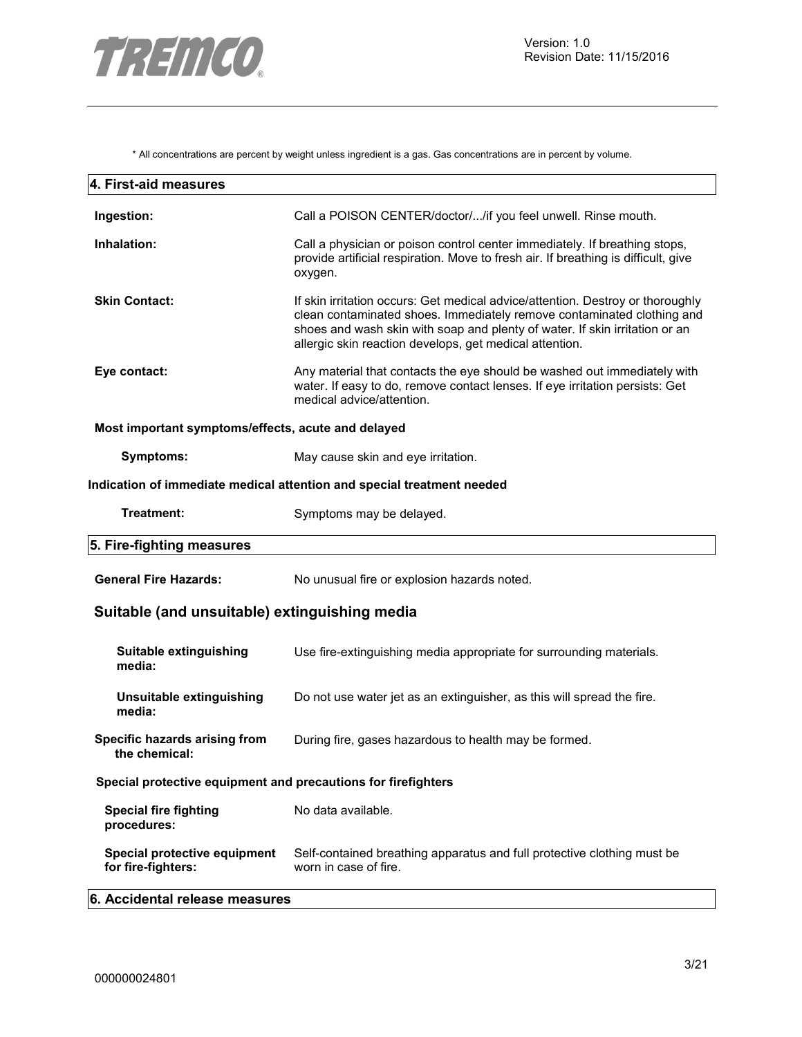\* All concentrations are percent by weight unless ingredient is a gas. Gas concentrations are in percent by volume.

## 4. First-aid measures

**Ingestion:** Call a POISON CENTER/doctor/.../if you feel unwell. Rinse mouth.

**Inhalation:** Call a physician or poison control center immediately. If breathing stops, provide artificial respiration. Move to fresh air. If breathing is difficult, give oxygen.

**Skin Contact:** If skin irritation occurs: Get medical advice/attention. Destroy or thoroughly clean contaminated shoes. Immediately remove contaminated clothing and shoes and wash skin with soap and plenty of water. If skin irritation or an allergic skin reaction develops, get medical attention.

**Eye contact:** Any material that contacts the eye should be washed out immediately with water. If easy to do, remove contact lenses. If eye irritation persists: Get medical advice/attention.

**Most important symptoms/effects, acute and delayed**

**Symptoms:** May cause skin and eye irritation.

**Indication of immediate medical attention and special treatment needed**

**Treatment:** Symptoms may be delayed.

## 5. Fire-fighting measures

**General Fire Hazards:** No unusual fire or explosion hazards noted.

### Suitable (and unsuitable) extinguishing media

**Suitable extinguishing media:** Use fire-extinguishing media appropriate for surrounding materials.

**Unsuitable extinguishing media:** Do not use water jet as an extinguisher, as this will spread the fire.

**Specific hazards arising from the chemical:** During fire, gases hazardous to health may be formed.

**Special protective equipment and precautions for firefighters**

**Special fire fighting procedures:** No data available.

**Special protective equipment for fire-fighters:** Self-contained breathing apparatus and full protective clothing must be worn in case of fire.

## 6. Accidental release measures

000000024801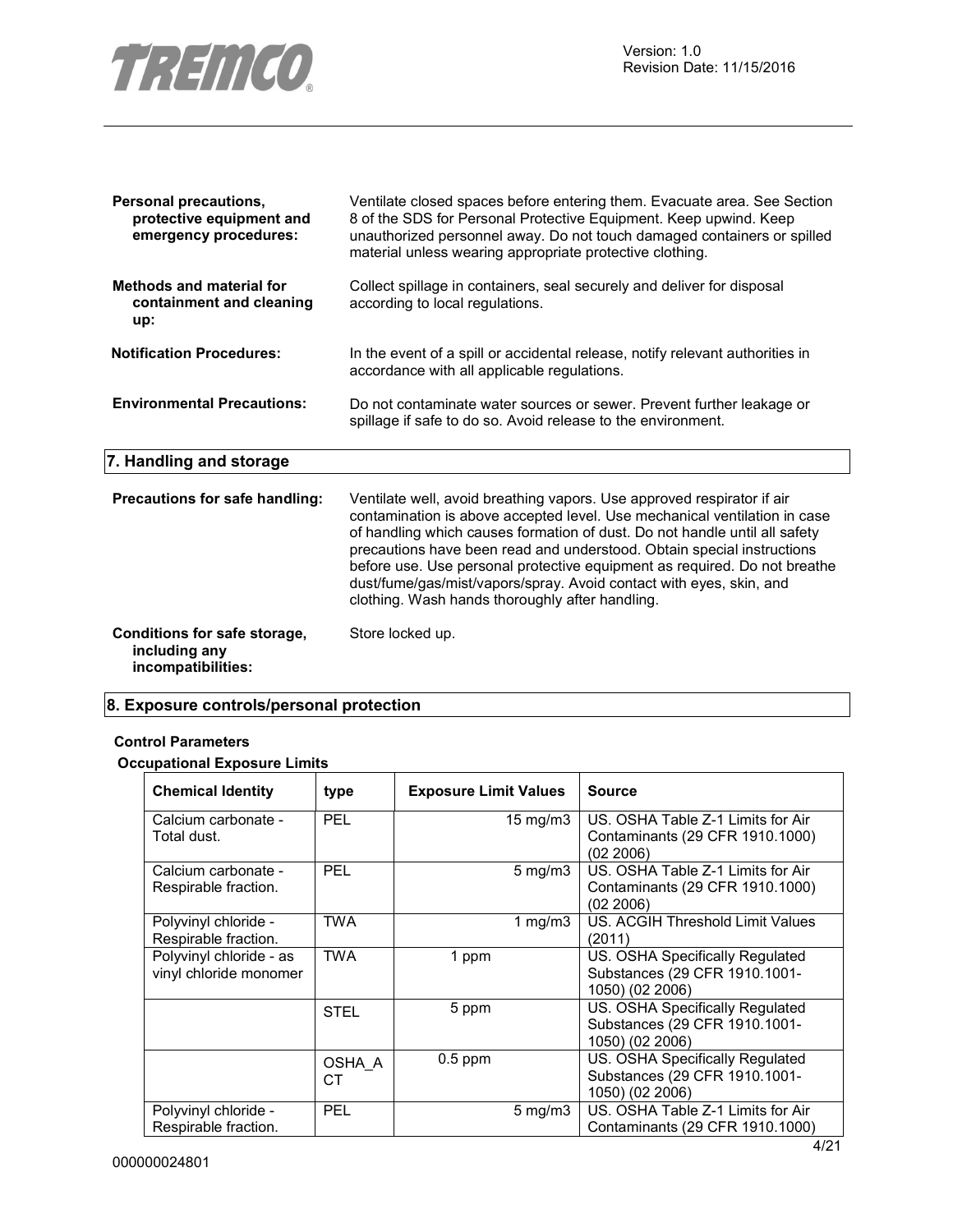| | |
|---|---|
| **Personal precautions, protective equipment and emergency procedures:** | Ventilate closed spaces before entering them. Evacuate area. See Section 8 of the SDS for Personal Protective Equipment. Keep upwind. Keep unauthorized personnel away. Do not touch damaged containers or spilled material unless wearing appropriate protective clothing. |
| **Methods and material for containment and cleaning up:** | Collect spillage in containers, seal securely and deliver for disposal according to local regulations. |
| **Notification Procedures:** | In the event of a spill or accidental release, notify relevant authorities in accordance with all applicable regulations. |
| **Environmental Precautions:** | Do not contaminate water sources or sewer. Prevent further leakage or spillage if safe to do so. Avoid release to the environment. |

## 7. Handling and storage

| | |
|---|---|
| **Precautions for safe handling:** | Ventilate well, avoid breathing vapors. Use approved respirator if air contamination is above accepted level. Use mechanical ventilation in case of handling which causes formation of dust. Do not handle until all safety precautions have been read and understood. Obtain special instructions before use. Use personal protective equipment as required. Do not breathe dust/fume/gas/mist/vapors/spray. Avoid contact with eyes, skin, and clothing. Wash hands thoroughly after handling. |
| **Conditions for safe storage, including any incompatibilities:** | Store locked up. |

## 8. Exposure controls/personal protection

**Control Parameters**

**Occupational Exposure Limits**

| Chemical Identity | type | Exposure Limit Values | Source |
|---|---|---|---|
| Calcium carbonate - Total dust. | PEL | 15 mg/m3 | US. OSHA Table Z-1 Limits for Air Contaminants (29 CFR 1910.1000) (02 2006) |
| Calcium carbonate - Respirable fraction. | PEL | 5 mg/m3 | US. OSHA Table Z-1 Limits for Air Contaminants (29 CFR 1910.1000) (02 2006) |
| Polyvinyl chloride - Respirable fraction. | TWA | 1 mg/m3 | US. ACGIH Threshold Limit Values (2011) |
| Polyvinyl chloride - as vinyl chloride monomer | TWA | 1 ppm | US. OSHA Specifically Regulated Substances (29 CFR 1910.1001-1050) (02 2006) |
| | STEL | 5 ppm | US. OSHA Specifically Regulated Substances (29 CFR 1910.1001-1050) (02 2006) |
| | OSHA_ACT | 0.5 ppm | US. OSHA Specifically Regulated Substances (29 CFR 1910.1001-1050) (02 2006) |
| Polyvinyl chloride - Respirable fraction. | PEL | 5 mg/m3 | US. OSHA Table Z-1 Limits for Air Contaminants (29 CFR 1910.1000) |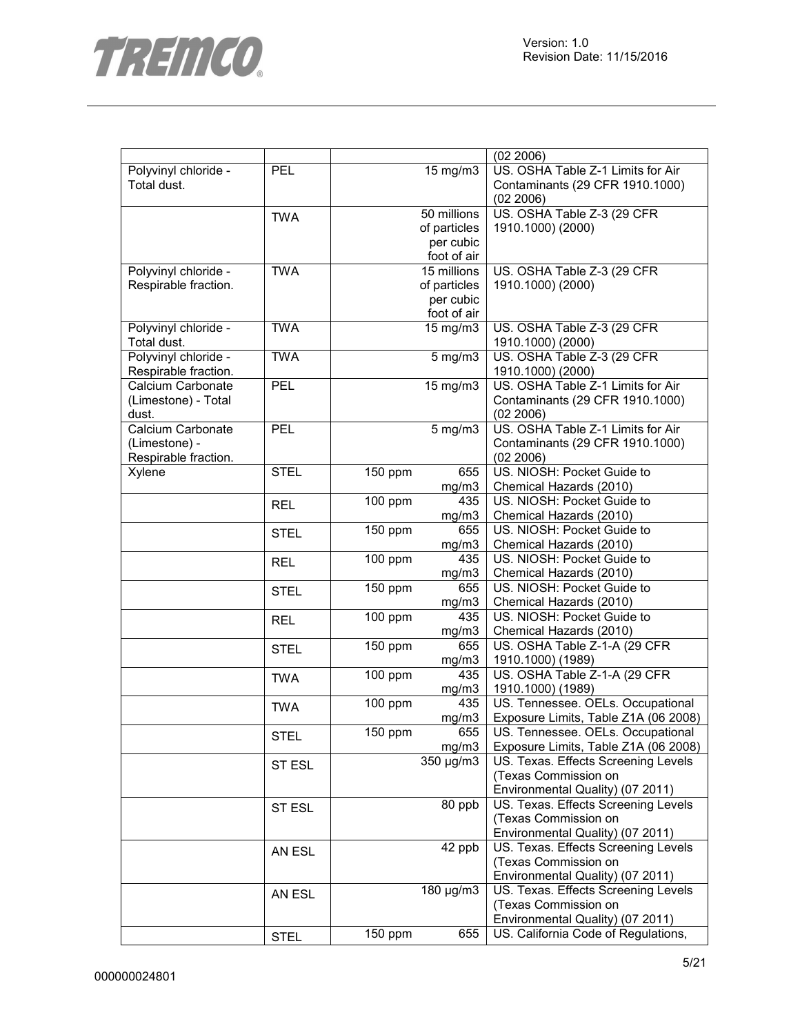| | | | | |
|---|---|---|---|---|
| | | | | (02 2006) |
| Polyvinyl chloride - Total dust. | PEL | | 15 mg/m3 | US. OSHA Table Z-1 Limits for Air Contaminants (29 CFR 1910.1000) (02 2006) |
| | TWA | | 50 millions of particles per cubic foot of air | US. OSHA Table Z-3 (29 CFR 1910.1000) (2000) |
| Polyvinyl chloride - Respirable fraction. | TWA | | 15 millions of particles per cubic foot of air | US. OSHA Table Z-3 (29 CFR 1910.1000) (2000) |
| Polyvinyl chloride - Total dust. | TWA | | 15 mg/m3 | US. OSHA Table Z-3 (29 CFR 1910.1000) (2000) |
| Polyvinyl chloride - Respirable fraction. | TWA | | 5 mg/m3 | US. OSHA Table Z-3 (29 CFR 1910.1000) (2000) |
| Calcium Carbonate (Limestone) - Total dust. | PEL | | 15 mg/m3 | US. OSHA Table Z-1 Limits for Air Contaminants (29 CFR 1910.1000) (02 2006) |
| Calcium Carbonate (Limestone) - Respirable fraction. | PEL | | 5 mg/m3 | US. OSHA Table Z-1 Limits for Air Contaminants (29 CFR 1910.1000) (02 2006) |
| Xylene | STEL | 150 ppm | 655 mg/m3 | US. NIOSH: Pocket Guide to Chemical Hazards (2010) |
| | REL | 100 ppm | 435 mg/m3 | US. NIOSH: Pocket Guide to Chemical Hazards (2010) |
| | STEL | 150 ppm | 655 mg/m3 | US. NIOSH: Pocket Guide to Chemical Hazards (2010) |
| | REL | 100 ppm | 435 mg/m3 | US. NIOSH: Pocket Guide to Chemical Hazards (2010) |
| | STEL | 150 ppm | 655 mg/m3 | US. NIOSH: Pocket Guide to Chemical Hazards (2010) |
| | REL | 100 ppm | 435 mg/m3 | US. NIOSH: Pocket Guide to Chemical Hazards (2010) |
| | STEL | 150 ppm | 655 mg/m3 | US. OSHA Table Z-1-A (29 CFR 1910.1000) (1989) |
| | TWA | 100 ppm | 435 mg/m3 | US. OSHA Table Z-1-A (29 CFR 1910.1000) (1989) |
| | TWA | 100 ppm | 435 mg/m3 | US. Tennessee. OELs. Occupational Exposure Limits, Table Z1A (06 2008) |
| | STEL | 150 ppm | 655 mg/m3 | US. Tennessee. OELs. Occupational Exposure Limits, Table Z1A (06 2008) |
| | ST ESL | | 350 µg/m3 | US. Texas. Effects Screening Levels (Texas Commission on Environmental Quality) (07 2011) |
| | ST ESL | | 80 ppb | US. Texas. Effects Screening Levels (Texas Commission on Environmental Quality) (07 2011) |
| | AN ESL | | 42 ppb | US. Texas. Effects Screening Levels (Texas Commission on Environmental Quality) (07 2011) |
| | AN ESL | | 180 µg/m3 | US. Texas. Effects Screening Levels (Texas Commission on Environmental Quality) (07 2011) |
| | STEL | 150 ppm | 655 | US. California Code of Regulations, |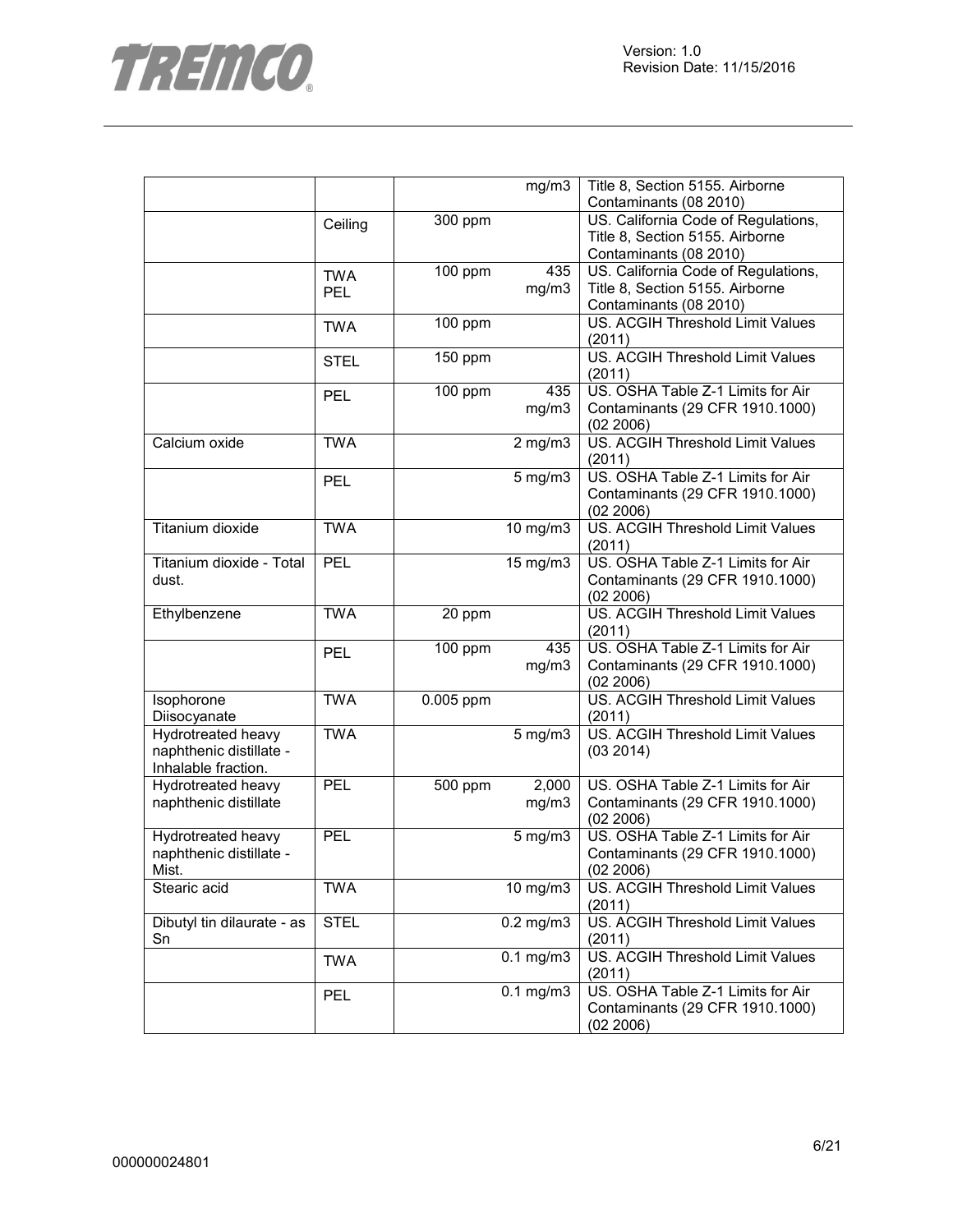| | | | |
|---|---|---|---|
| | | mg/m3 | Title 8, Section 5155. Airborne Contaminants (08 2010) |
| | Ceiling | 300 ppm | US. California Code of Regulations, Title 8, Section 5155. Airborne Contaminants (08 2010) |
| | TWA PEL | 100 ppm 435 mg/m3 | US. California Code of Regulations, Title 8, Section 5155. Airborne Contaminants (08 2010) |
| | TWA | 100 ppm | US. ACGIH Threshold Limit Values (2011) |
| | STEL | 150 ppm | US. ACGIH Threshold Limit Values (2011) |
| | PEL | 100 ppm 435 mg/m3 | US. OSHA Table Z-1 Limits for Air Contaminants (29 CFR 1910.1000) (02 2006) |
| Calcium oxide | TWA | 2 mg/m3 | US. ACGIH Threshold Limit Values (2011) |
| | PEL | 5 mg/m3 | US. OSHA Table Z-1 Limits for Air Contaminants (29 CFR 1910.1000) (02 2006) |
| Titanium dioxide | TWA | 10 mg/m3 | US. ACGIH Threshold Limit Values (2011) |
| Titanium dioxide - Total dust. | PEL | 15 mg/m3 | US. OSHA Table Z-1 Limits for Air Contaminants (29 CFR 1910.1000) (02 2006) |
| Ethylbenzene | TWA | 20 ppm | US. ACGIH Threshold Limit Values (2011) |
| | PEL | 100 ppm 435 mg/m3 | US. OSHA Table Z-1 Limits for Air Contaminants (29 CFR 1910.1000) (02 2006) |
| Isophorone Diisocyanate | TWA | 0.005 ppm | US. ACGIH Threshold Limit Values (2011) |
| Hydrotreated heavy naphthenic distillate - Inhalable fraction. | TWA | 5 mg/m3 | US. ACGIH Threshold Limit Values (03 2014) |
| Hydrotreated heavy naphthenic distillate | PEL | 500 ppm 2,000 mg/m3 | US. OSHA Table Z-1 Limits for Air Contaminants (29 CFR 1910.1000) (02 2006) |
| Hydrotreated heavy naphthenic distillate - Mist. | PEL | 5 mg/m3 | US. OSHA Table Z-1 Limits for Air Contaminants (29 CFR 1910.1000) (02 2006) |
| Stearic acid | TWA | 10 mg/m3 | US. ACGIH Threshold Limit Values (2011) |
| Dibutyl tin dilaurate - as Sn | STEL | 0.2 mg/m3 | US. ACGIH Threshold Limit Values (2011) |
| | TWA | 0.1 mg/m3 | US. ACGIH Threshold Limit Values (2011) |
| | PEL | 0.1 mg/m3 | US. OSHA Table Z-1 Limits for Air Contaminants (29 CFR 1910.1000) (02 2006) |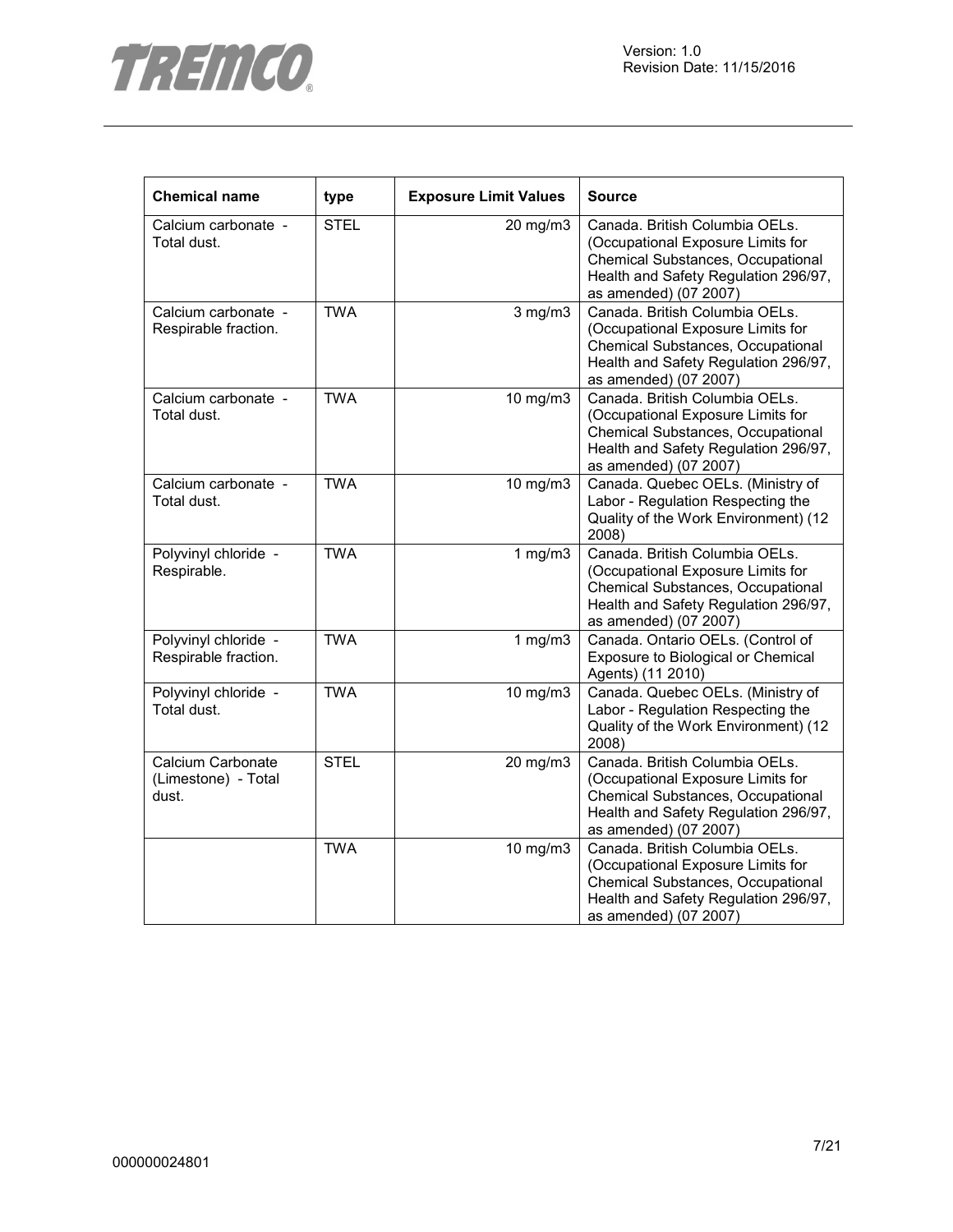| Chemical name | type | Exposure Limit Values | Source |
|---|---|---|---|
| Calcium carbonate - Total dust. | STEL | 20 mg/m3 | Canada. British Columbia OELs. (Occupational Exposure Limits for Chemical Substances, Occupational Health and Safety Regulation 296/97, as amended) (07 2007) |
| Calcium carbonate - Respirable fraction. | TWA | 3 mg/m3 | Canada. British Columbia OELs. (Occupational Exposure Limits for Chemical Substances, Occupational Health and Safety Regulation 296/97, as amended) (07 2007) |
| Calcium carbonate - Total dust. | TWA | 10 mg/m3 | Canada. British Columbia OELs. (Occupational Exposure Limits for Chemical Substances, Occupational Health and Safety Regulation 296/97, as amended) (07 2007) |
| Calcium carbonate - Total dust. | TWA | 10 mg/m3 | Canada. Quebec OELs. (Ministry of Labor - Regulation Respecting the Quality of the Work Environment) (12 2008) |
| Polyvinyl chloride - Respirable. | TWA | 1 mg/m3 | Canada. British Columbia OELs. (Occupational Exposure Limits for Chemical Substances, Occupational Health and Safety Regulation 296/97, as amended) (07 2007) |
| Polyvinyl chloride - Respirable fraction. | TWA | 1 mg/m3 | Canada. Ontario OELs. (Control of Exposure to Biological or Chemical Agents) (11 2010) |
| Polyvinyl chloride - Total dust. | TWA | 10 mg/m3 | Canada. Quebec OELs. (Ministry of Labor - Regulation Respecting the Quality of the Work Environment) (12 2008) |
| Calcium Carbonate (Limestone) - Total dust. | STEL | 20 mg/m3 | Canada. British Columbia OELs. (Occupational Exposure Limits for Chemical Substances, Occupational Health and Safety Regulation 296/97, as amended) (07 2007) |
| | TWA | 10 mg/m3 | Canada. British Columbia OELs. (Occupational Exposure Limits for Chemical Substances, Occupational Health and Safety Regulation 296/97, as amended) (07 2007) |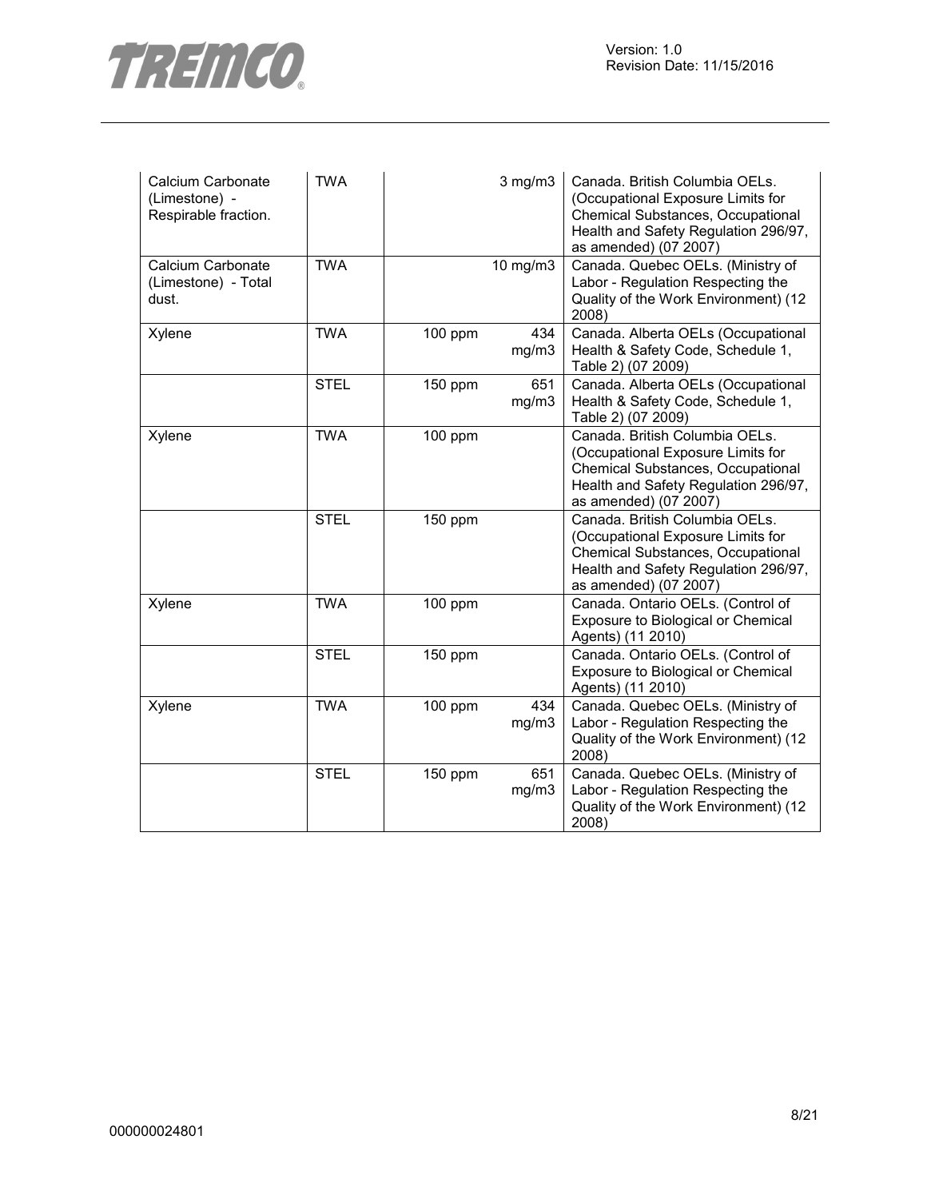| Calcium Carbonate (Limestone) - Respirable fraction. | TWA | | 3 mg/m3 | Canada. British Columbia OELs. (Occupational Exposure Limits for Chemical Substances, Occupational Health and Safety Regulation 296/97, as amended) (07 2007) |
|---|---|---|---|---|
| Calcium Carbonate (Limestone) - Total dust. | TWA | | 10 mg/m3 | Canada. Quebec OELs. (Ministry of Labor - Regulation Respecting the Quality of the Work Environment) (12 2008) |
| Xylene | TWA | 100 ppm | 434 mg/m3 | Canada. Alberta OELs (Occupational Health & Safety Code, Schedule 1, Table 2) (07 2009) |
| | STEL | 150 ppm | 651 mg/m3 | Canada. Alberta OELs (Occupational Health & Safety Code, Schedule 1, Table 2) (07 2009) |
| Xylene | TWA | 100 ppm | | Canada. British Columbia OELs. (Occupational Exposure Limits for Chemical Substances, Occupational Health and Safety Regulation 296/97, as amended) (07 2007) |
| | STEL | 150 ppm | | Canada. British Columbia OELs. (Occupational Exposure Limits for Chemical Substances, Occupational Health and Safety Regulation 296/97, as amended) (07 2007) |
| Xylene | TWA | 100 ppm | | Canada. Ontario OELs. (Control of Exposure to Biological or Chemical Agents) (11 2010) |
| | STEL | 150 ppm | | Canada. Ontario OELs. (Control of Exposure to Biological or Chemical Agents) (11 2010) |
| Xylene | TWA | 100 ppm | 434 mg/m3 | Canada. Quebec OELs. (Ministry of Labor - Regulation Respecting the Quality of the Work Environment) (12 2008) |
| | STEL | 150 ppm | 651 mg/m3 | Canada. Quebec OELs. (Ministry of Labor - Regulation Respecting the Quality of the Work Environment) (12 2008) |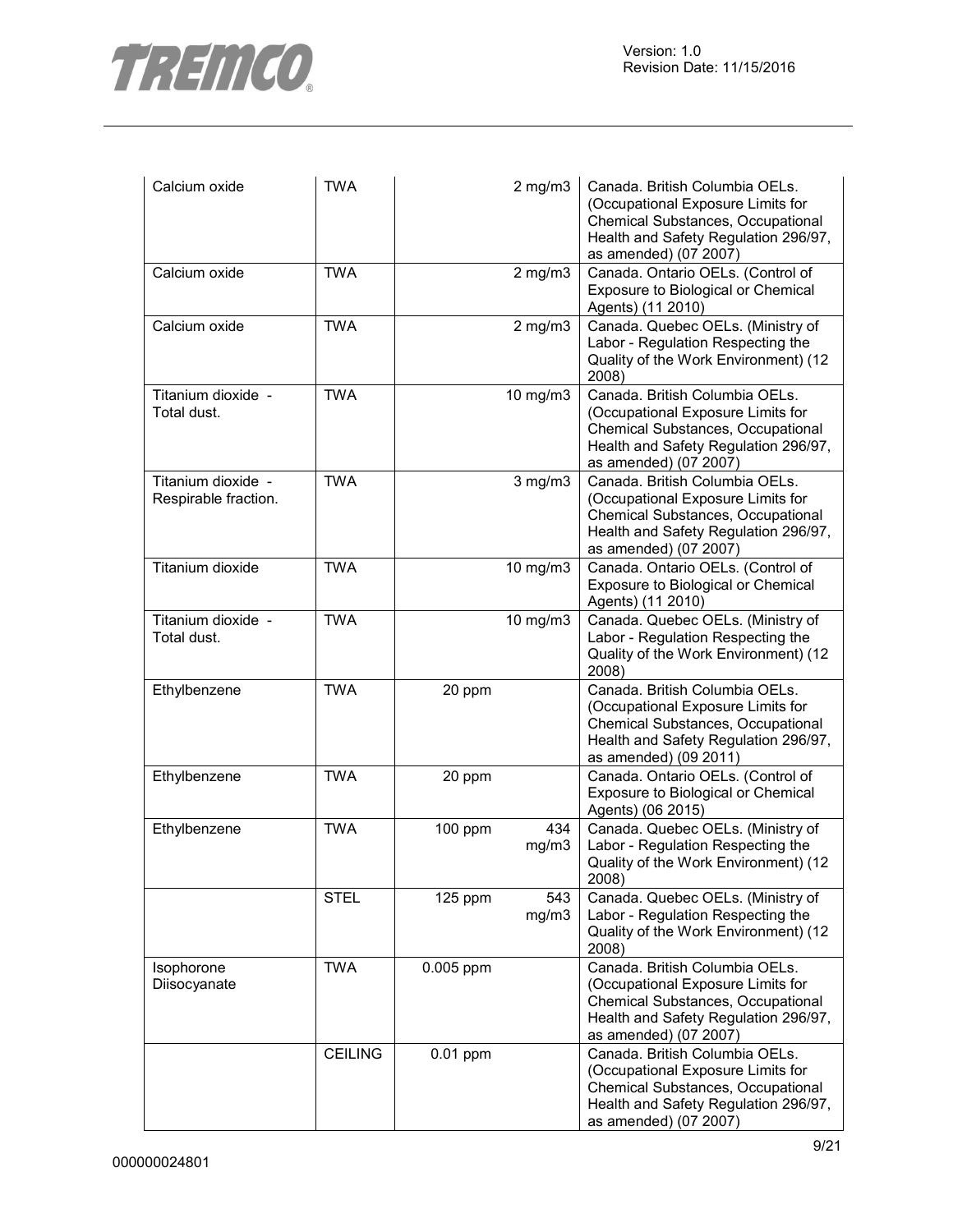| Calcium oxide | TWA | | 2 mg/m3 | Canada. British Columbia OELs. (Occupational Exposure Limits for Chemical Substances, Occupational Health and Safety Regulation 296/97, as amended) (07 2007) |
|---|---|---|---|---|
| Calcium oxide | TWA | | 2 mg/m3 | Canada. Ontario OELs. (Control of Exposure to Biological or Chemical Agents) (11 2010) |
| Calcium oxide | TWA | | 2 mg/m3 | Canada. Quebec OELs. (Ministry of Labor - Regulation Respecting the Quality of the Work Environment) (12 2008) |
| Titanium dioxide - Total dust. | TWA | | 10 mg/m3 | Canada. British Columbia OELs. (Occupational Exposure Limits for Chemical Substances, Occupational Health and Safety Regulation 296/97, as amended) (07 2007) |
| Titanium dioxide - Respirable fraction. | TWA | | 3 mg/m3 | Canada. British Columbia OELs. (Occupational Exposure Limits for Chemical Substances, Occupational Health and Safety Regulation 296/97, as amended) (07 2007) |
| Titanium dioxide | TWA | | 10 mg/m3 | Canada. Ontario OELs. (Control of Exposure to Biological or Chemical Agents) (11 2010) |
| Titanium dioxide - Total dust. | TWA | | 10 mg/m3 | Canada. Quebec OELs. (Ministry of Labor - Regulation Respecting the Quality of the Work Environment) (12 2008) |
| Ethylbenzene | TWA | 20 ppm | | Canada. British Columbia OELs. (Occupational Exposure Limits for Chemical Substances, Occupational Health and Safety Regulation 296/97, as amended) (09 2011) |
| Ethylbenzene | TWA | 20 ppm | | Canada. Ontario OELs. (Control of Exposure to Biological or Chemical Agents) (06 2015) |
| Ethylbenzene | TWA | 100 ppm | 434 mg/m3 | Canada. Quebec OELs. (Ministry of Labor - Regulation Respecting the Quality of the Work Environment) (12 2008) |
| | STEL | 125 ppm | 543 mg/m3 | Canada. Quebec OELs. (Ministry of Labor - Regulation Respecting the Quality of the Work Environment) (12 2008) |
| Isophorone Diisocyanate | TWA | 0.005 ppm | | Canada. British Columbia OELs. (Occupational Exposure Limits for Chemical Substances, Occupational Health and Safety Regulation 296/97, as amended) (07 2007) |
| | CEILING | 0.01 ppm | | Canada. British Columbia OELs. (Occupational Exposure Limits for Chemical Substances, Occupational Health and Safety Regulation 296/97, as amended) (07 2007) |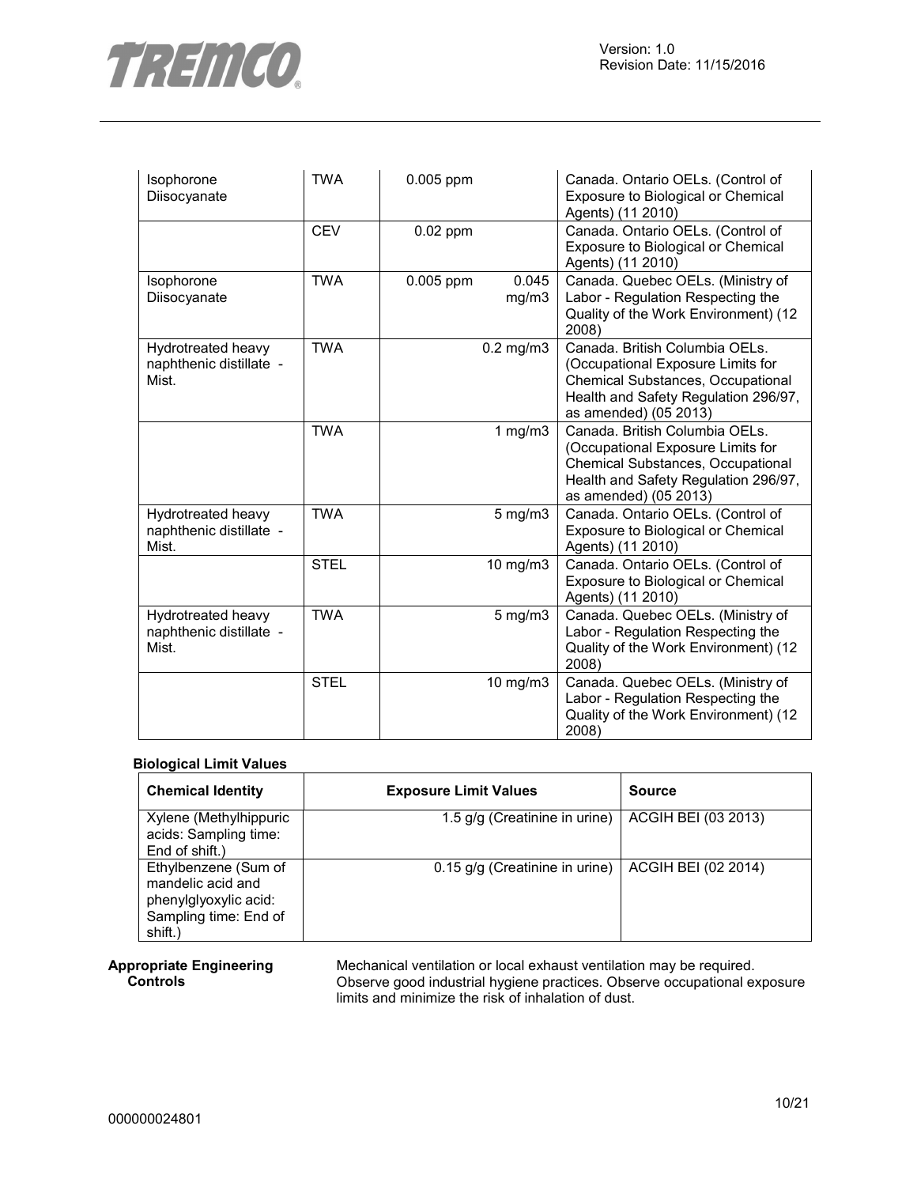| | | | | |
|---|---|---|---|---|
| Isophorone Diisocyanate | TWA | 0.005 ppm | | Canada. Ontario OELs. (Control of Exposure to Biological or Chemical Agents) (11 2010) |
| | CEV | 0.02 ppm | | Canada. Ontario OELs. (Control of Exposure to Biological or Chemical Agents) (11 2010) |
| Isophorone Diisocyanate | TWA | 0.005 ppm | 0.045 mg/m3 | Canada. Quebec OELs. (Ministry of Labor - Regulation Respecting the Quality of the Work Environment) (12 2008) |
| Hydrotreated heavy naphthenic distillate - Mist. | TWA | | 0.2 mg/m3 | Canada. British Columbia OELs. (Occupational Exposure Limits for Chemical Substances, Occupational Health and Safety Regulation 296/97, as amended) (05 2013) |
| | TWA | | 1 mg/m3 | Canada. British Columbia OELs. (Occupational Exposure Limits for Chemical Substances, Occupational Health and Safety Regulation 296/97, as amended) (05 2013) |
| Hydrotreated heavy naphthenic distillate - Mist. | TWA | | 5 mg/m3 | Canada. Ontario OELs. (Control of Exposure to Biological or Chemical Agents) (11 2010) |
| | STEL | | 10 mg/m3 | Canada. Ontario OELs. (Control of Exposure to Biological or Chemical Agents) (11 2010) |
| Hydrotreated heavy naphthenic distillate - Mist. | TWA | | 5 mg/m3 | Canada. Quebec OELs. (Ministry of Labor - Regulation Respecting the Quality of the Work Environment) (12 2008) |
| | STEL | | 10 mg/m3 | Canada. Quebec OELs. (Ministry of Labor - Regulation Respecting the Quality of the Work Environment) (12 2008) |

**Biological Limit Values**

| Chemical Identity | Exposure Limit Values | Source |
|---|---|---|
| Xylene (Methylhippuric acids: Sampling time: End of shift.) | 1.5 g/g (Creatinine in urine) | ACGIH BEI (03 2013) |
| Ethylbenzene (Sum of mandelic acid and phenylglyoxylic acid: Sampling time: End of shift.) | 0.15 g/g (Creatinine in urine) | ACGIH BEI (02 2014) |

**Appropriate Engineering Controls**

Mechanical ventilation or local exhaust ventilation may be required. Observe good industrial hygiene practices. Observe occupational exposure limits and minimize the risk of inhalation of dust.

000000024801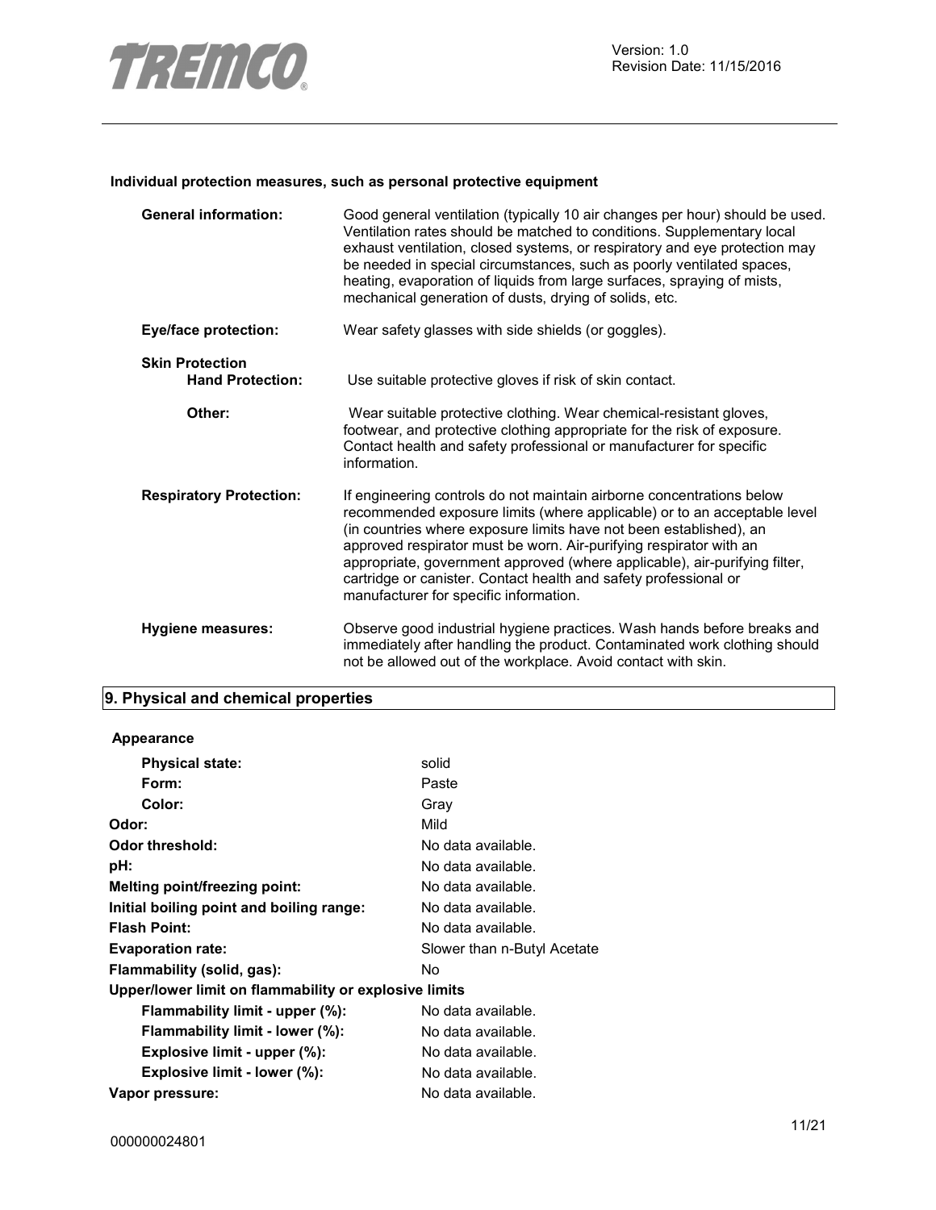### Individual protection measures, such as personal protective equipment

| | |
|---|---|
| **General information:** | Good general ventilation (typically 10 air changes per hour) should be used. Ventilation rates should be matched to conditions. Supplementary local exhaust ventilation, closed systems, or respiratory and eye protection may be needed in special circumstances, such as poorly ventilated spaces, heating, evaporation of liquids from large surfaces, spraying of mists, mechanical generation of dusts, drying of solids, etc. |
| **Eye/face protection:** | Wear safety glasses with side shields (or goggles). |
| **Skin Protection** | |
| **Hand Protection:** | Use suitable protective gloves if risk of skin contact. |
| **Other:** | Wear suitable protective clothing. Wear chemical-resistant gloves, footwear, and protective clothing appropriate for the risk of exposure. Contact health and safety professional or manufacturer for specific information. |
| **Respiratory Protection:** | If engineering controls do not maintain airborne concentrations below recommended exposure limits (where applicable) or to an acceptable level (in countries where exposure limits have not been established), an approved respirator must be worn. Air-purifying respirator with an appropriate, government approved (where applicable), air-purifying filter, cartridge or canister. Contact health and safety professional or manufacturer for specific information. |
| **Hygiene measures:** | Observe good industrial hygiene practices. Wash hands before breaks and immediately after handling the product. Contaminated work clothing should not be allowed out of the workplace. Avoid contact with skin. |

## 9. Physical and chemical properties

| | |
|---|---|
| **Appearance** | |
| **Physical state:** | solid |
| **Form:** | Paste |
| **Color:** | Gray |
| **Odor:** | Mild |
| **Odor threshold:** | No data available. |
| **pH:** | No data available. |
| **Melting point/freezing point:** | No data available. |
| **Initial boiling point and boiling range:** | No data available. |
| **Flash Point:** | No data available. |
| **Evaporation rate:** | Slower than n-Butyl Acetate |
| **Flammability (solid, gas):** | No |
| **Upper/lower limit on flammability or explosive limits** | |
| **Flammability limit - upper (%):** | No data available. |
| **Flammability limit - lower (%):** | No data available. |
| **Explosive limit - upper (%):** | No data available. |
| **Explosive limit - lower (%):** | No data available. |
| **Vapor pressure:** | No data available. |

000000024801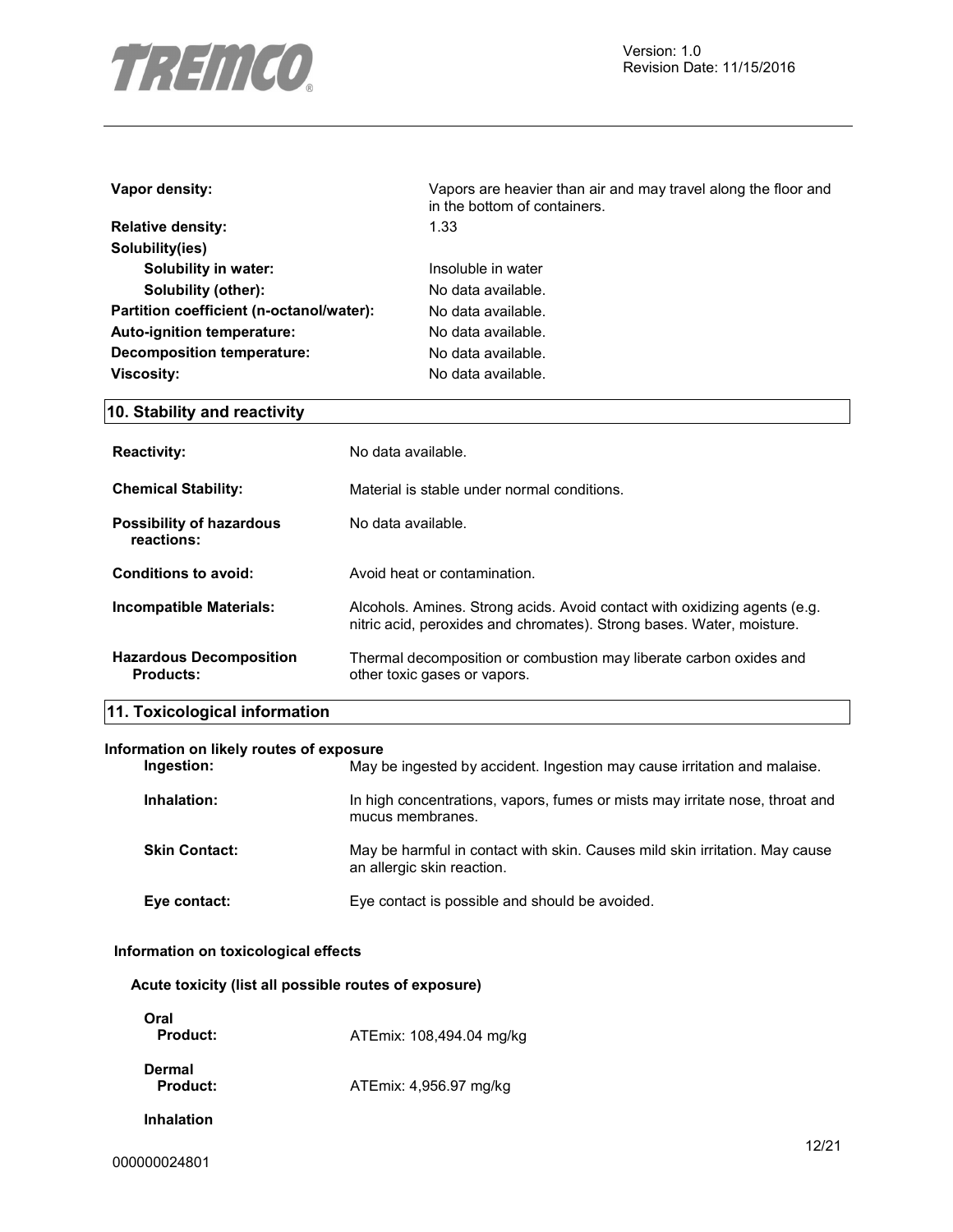| | |
|---|---|
| **Vapor density:** | Vapors are heavier than air and may travel along the floor and in the bottom of containers. |
| **Relative density:** | 1.33 |
| **Solubility(ies)** | |
| **Solubility in water:** | Insoluble in water |
| **Solubility (other):** | No data available. |
| **Partition coefficient (n-octanol/water):** | No data available. |
| **Auto-ignition temperature:** | No data available. |
| **Decomposition temperature:** | No data available. |
| **Viscosity:** | No data available. |

## 10. Stability and reactivity

| | |
|---|---|
| **Reactivity:** | No data available. |
| **Chemical Stability:** | Material is stable under normal conditions. |
| **Possibility of hazardous reactions:** | No data available. |
| **Conditions to avoid:** | Avoid heat or contamination. |
| **Incompatible Materials:** | Alcohols. Amines. Strong acids. Avoid contact with oxidizing agents (e.g. nitric acid, peroxides and chromates). Strong bases. Water, moisture. |
| **Hazardous Decomposition Products:** | Thermal decomposition or combustion may liberate carbon oxides and other toxic gases or vapors. |

## 11. Toxicological information

**Information on likely routes of exposure**

| | |
|---|---|
| **Ingestion:** | May be ingested by accident. Ingestion may cause irritation and malaise. |
| **Inhalation:** | In high concentrations, vapors, fumes or mists may irritate nose, throat and mucus membranes. |
| **Skin Contact:** | May be harmful in contact with skin. Causes mild skin irritation. May cause an allergic skin reaction. |
| **Eye contact:** | Eye contact is possible and should be avoided. |

**Information on toxicological effects**

**Acute toxicity (list all possible routes of exposure)**

**Oral**
**Product:** ATEmix: 108,494.04 mg/kg

**Dermal**
**Product:** ATEmix: 4,956.97 mg/kg

**Inhalation**

000000024801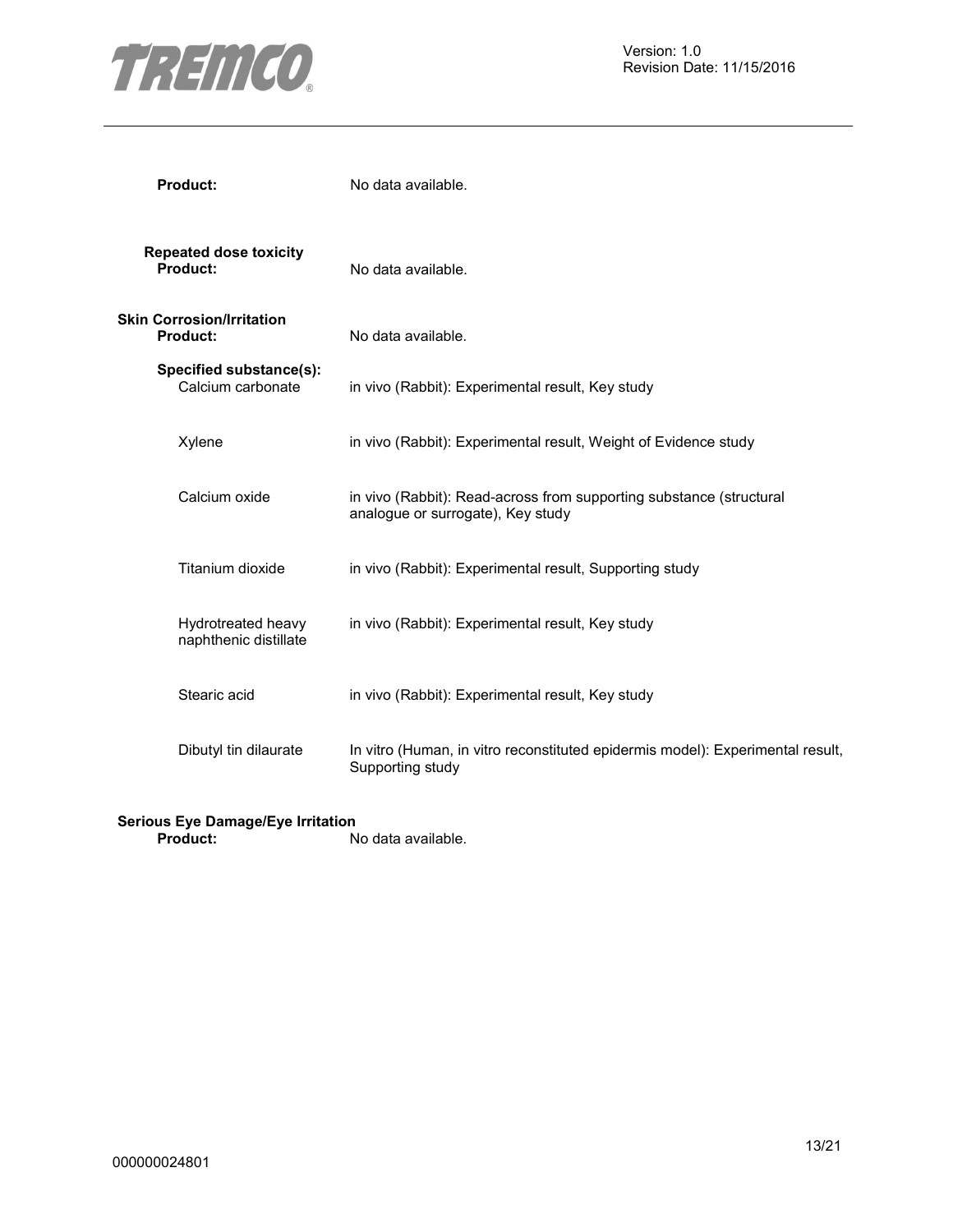**Product:** No data available.

**Repeated dose toxicity**

**Product:** No data available.

**Skin Corrosion/Irritation**

**Product:** No data available.

**Specified substance(s):**

| | |
|---|---|
| Calcium carbonate | in vivo (Rabbit): Experimental result, Key study |
| Xylene | in vivo (Rabbit): Experimental result, Weight of Evidence study |
| Calcium oxide | in vivo (Rabbit): Read-across from supporting substance (structural analogue or surrogate), Key study |
| Titanium dioxide | in vivo (Rabbit): Experimental result, Supporting study |
| Hydrotreated heavy naphthenic distillate | in vivo (Rabbit): Experimental result, Key study |
| Stearic acid | in vivo (Rabbit): Experimental result, Key study |
| Dibutyl tin dilaurate | In vitro (Human, in vitro reconstituted epidermis model): Experimental result, Supporting study |

**Serious Eye Damage/Eye Irritation**

**Product:** No data available.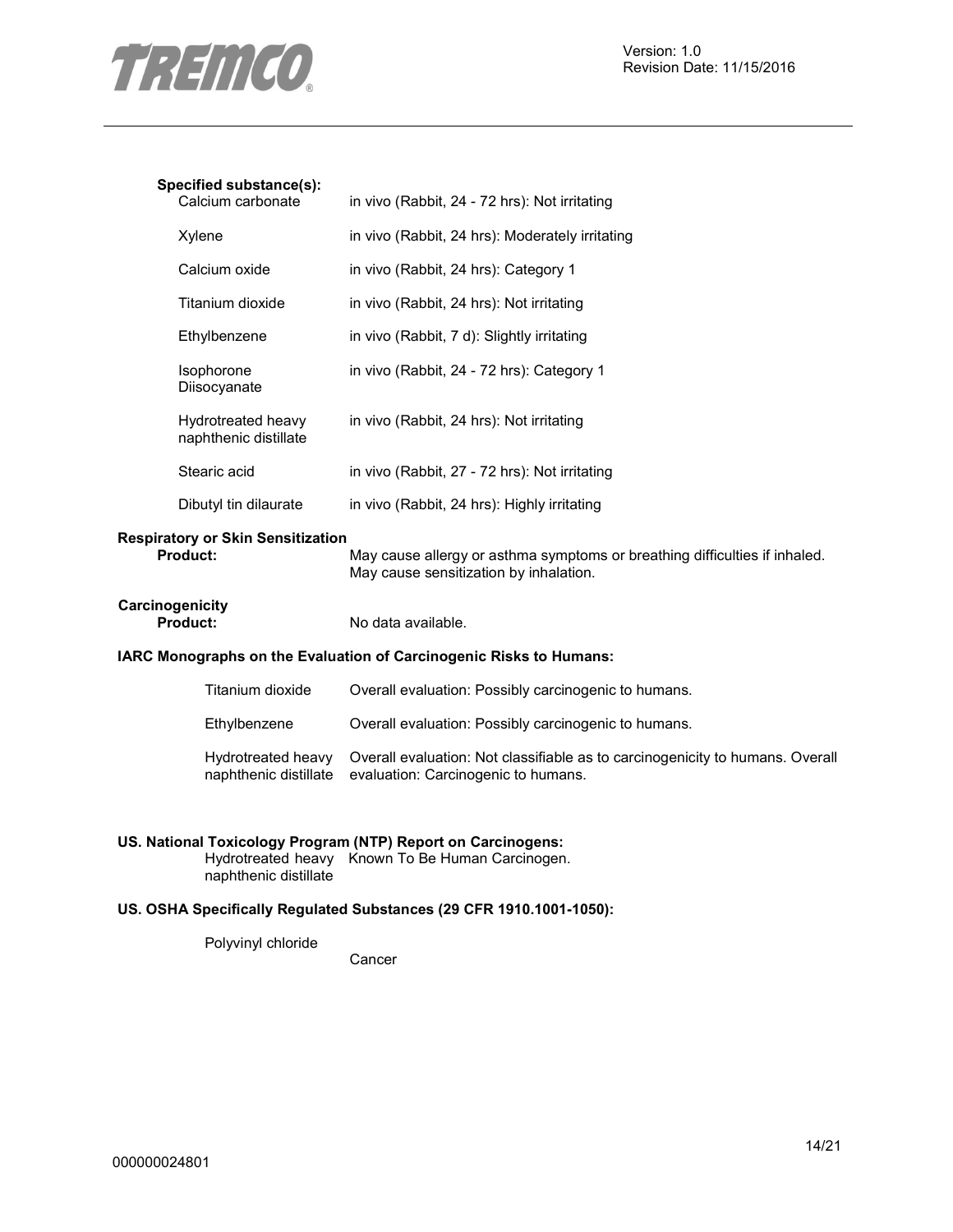**Specified substance(s):**

| | |
|---|---|
| Calcium carbonate | in vivo (Rabbit, 24 - 72 hrs): Not irritating |
| Xylene | in vivo (Rabbit, 24 hrs): Moderately irritating |
| Calcium oxide | in vivo (Rabbit, 24 hrs): Category 1 |
| Titanium dioxide | in vivo (Rabbit, 24 hrs): Not irritating |
| Ethylbenzene | in vivo (Rabbit, 7 d): Slightly irritating |
| Isophorone Diisocyanate | in vivo (Rabbit, 24 - 72 hrs): Category 1 |
| Hydrotreated heavy naphthenic distillate | in vivo (Rabbit, 24 hrs): Not irritating |
| Stearic acid | in vivo (Rabbit, 27 - 72 hrs): Not irritating |
| Dibutyl tin dilaurate | in vivo (Rabbit, 24 hrs): Highly irritating |

**Respiratory or Skin Sensitization**

**Product:** May cause allergy or asthma symptoms or breathing difficulties if inhaled. May cause sensitization by inhalation.

**Carcinogenicity**

**Product:** No data available.

**IARC Monographs on the Evaluation of Carcinogenic Risks to Humans:**

| | |
|---|---|
| Titanium dioxide | Overall evaluation: Possibly carcinogenic to humans. |
| Ethylbenzene | Overall evaluation: Possibly carcinogenic to humans. |
| Hydrotreated heavy naphthenic distillate | Overall evaluation: Not classifiable as to carcinogenicity to humans. Overall evaluation: Carcinogenic to humans. |

**US. National Toxicology Program (NTP) Report on Carcinogens:**

| | |
|---|---|
| Hydrotreated heavy naphthenic distillate | Known To Be Human Carcinogen. |

**US. OSHA Specifically Regulated Substances (29 CFR 1910.1001-1050):**

| | |
|---|---|
| Polyvinyl chloride | Cancer |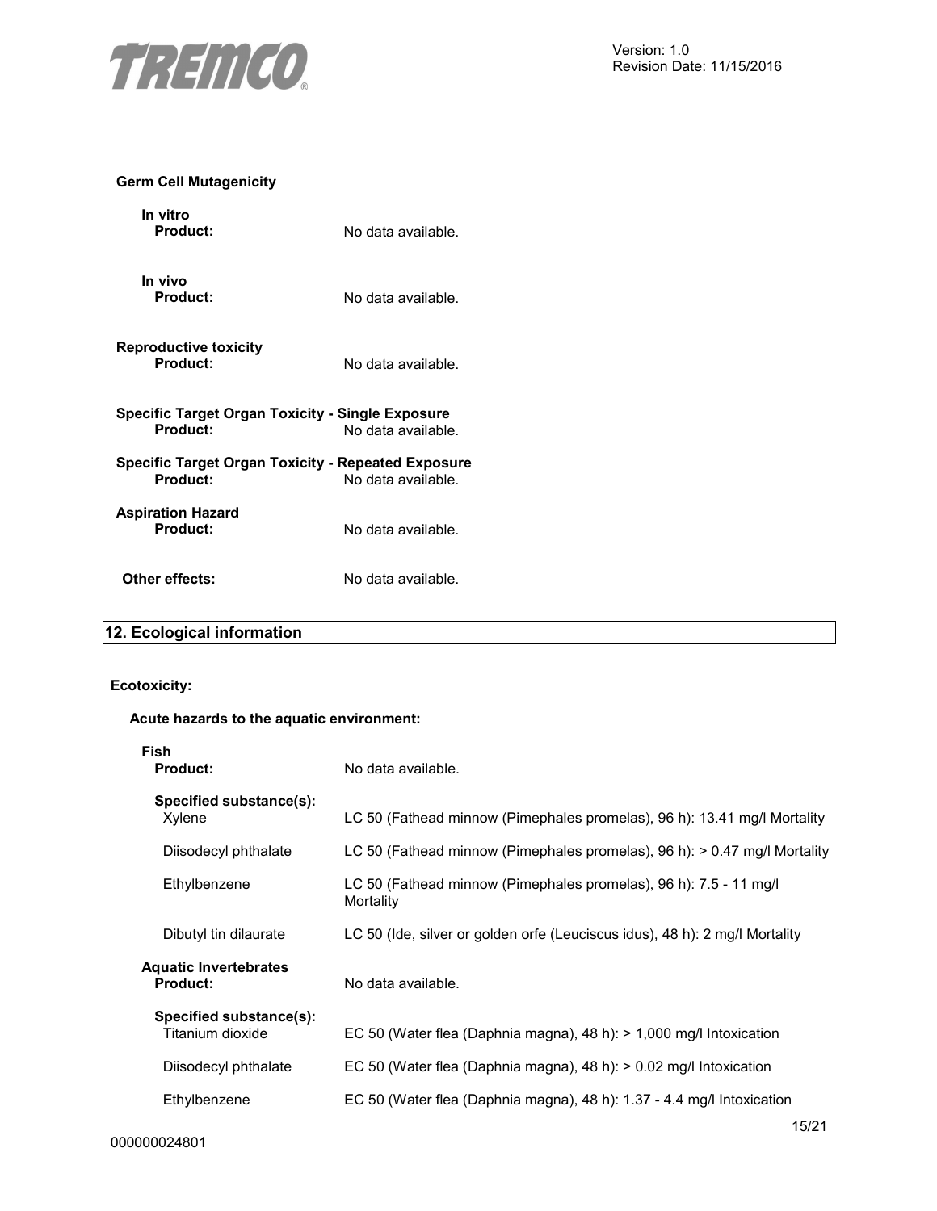**Germ Cell Mutagenicity**

**In vitro**

**Product:** No data available.

**In vivo**

**Product:** No data available.

**Reproductive toxicity**

**Product:** No data available.

**Specific Target Organ Toxicity - Single Exposure**

**Product:** No data available.

**Specific Target Organ Toxicity - Repeated Exposure**

**Product:** No data available.

**Aspiration Hazard**

**Product:** No data available.

**Other effects:** No data available.

## 12. Ecological information

**Ecotoxicity:**

**Acute hazards to the aquatic environment:**

**Fish**

**Product:** No data available.

**Specified substance(s):**

| | |
|---|---|
| Xylene | LC 50 (Fathead minnow (Pimephales promelas), 96 h): 13.41 mg/l Mortality |
| Diisodecyl phthalate | LC 50 (Fathead minnow (Pimephales promelas), 96 h): > 0.47 mg/l Mortality |
| Ethylbenzene | LC 50 (Fathead minnow (Pimephales promelas), 96 h): 7.5 - 11 mg/l Mortality |
| Dibutyl tin dilaurate | LC 50 (Ide, silver or golden orfe (Leuciscus idus), 48 h): 2 mg/l Mortality |

**Aquatic Invertebrates**

**Product:** No data available.

**Specified substance(s):**

| | |
|---|---|
| Titanium dioxide | EC 50 (Water flea (Daphnia magna), 48 h): > 1,000 mg/l Intoxication |
| Diisodecyl phthalate | EC 50 (Water flea (Daphnia magna), 48 h): > 0.02 mg/l Intoxication |
| Ethylbenzene | EC 50 (Water flea (Daphnia magna), 48 h): 1.37 - 4.4 mg/l Intoxication |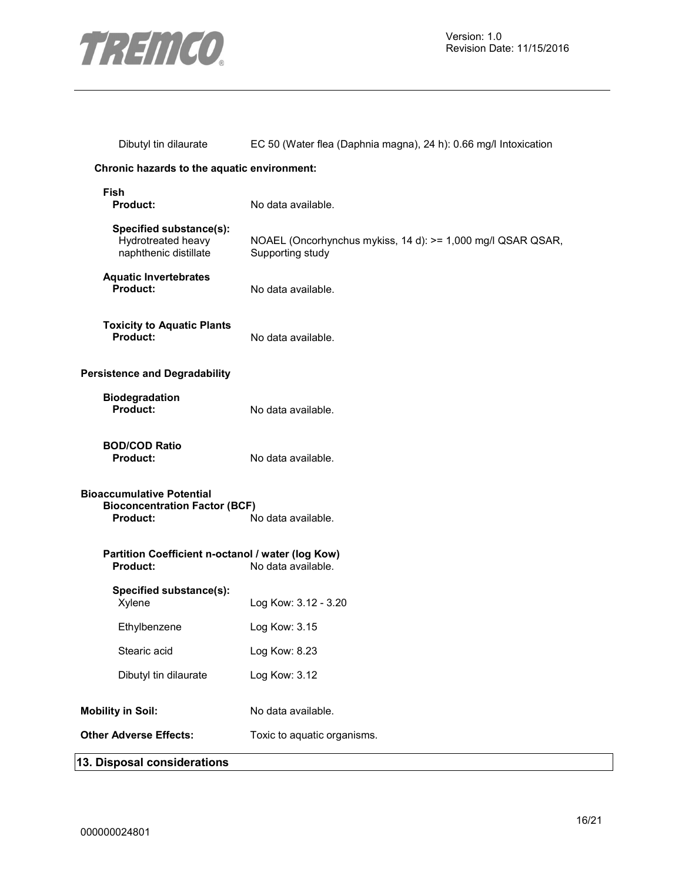| | |
|---|---|
| Dibutyl tin dilaurate | EC 50 (Water flea (Daphnia magna), 24 h): 0.66 mg/l Intoxication |

**Chronic hazards to the aquatic environment:**

**Fish**

| | |
|---|---|
| **Product:** | No data available. |
| **Specified substance(s):** | |
| Hydrotreated heavy naphthenic distillate | NOAEL (Oncorhynchus mykiss, 14 d): >= 1,000 mg/l QSAR QSAR, Supporting study |

**Aquatic Invertebrates**

| | |
|---|---|
| **Product:** | No data available. |

**Toxicity to Aquatic Plants**

| | |
|---|---|
| **Product:** | No data available. |

**Persistence and Degradability**

**Biodegradation**

| | |
|---|---|
| **Product:** | No data available. |

**BOD/COD Ratio**

| | |
|---|---|
| **Product:** | No data available. |

**Bioaccumulative Potential**

**Bioconcentration Factor (BCF)**

| | |
|---|---|
| **Product:** | No data available. |

**Partition Coefficient n-octanol / water (log Kow)**

| | |
|---|---|
| **Product:** | No data available. |
| **Specified substance(s):** | |
| Xylene | Log Kow: 3.12 - 3.20 |
| Ethylbenzene | Log Kow: 3.15 |
| Stearic acid | Log Kow: 8.23 |
| Dibutyl tin dilaurate | Log Kow: 3.12 |

| | |
|---|---|
| **Mobility in Soil:** | No data available. |
| **Other Adverse Effects:** | Toxic to aquatic organisms. |

## 13. Disposal considerations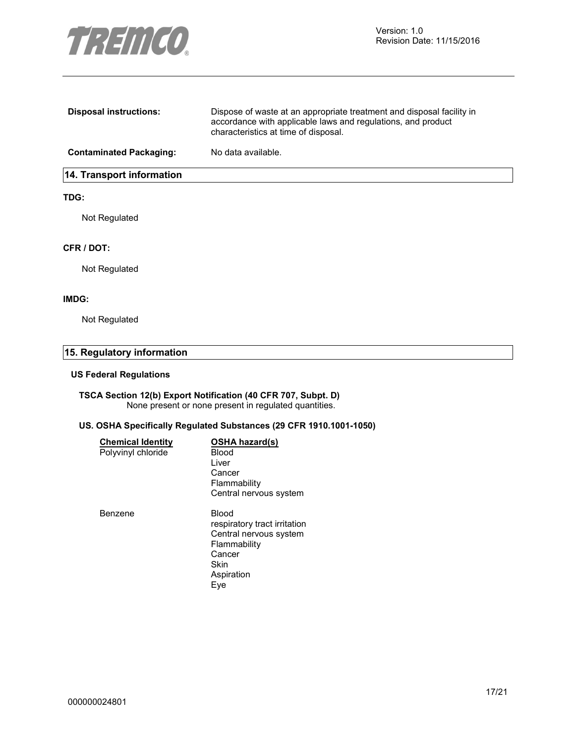**Disposal instructions:** Dispose of waste at an appropriate treatment and disposal facility in accordance with applicable laws and regulations, and product characteristics at time of disposal.

**Contaminated Packaging:** No data available.

## 14. Transport information

**TDG:**

Not Regulated

**CFR / DOT:**

Not Regulated

**IMDG:**

Not Regulated

## 15. Regulatory information

### US Federal Regulations

**TSCA Section 12(b) Export Notification (40 CFR 707, Subpt. D)**
None present or none present in regulated quantities.

**US. OSHA Specifically Regulated Substances (29 CFR 1910.1001-1050)**

| Chemical Identity | OSHA hazard(s) |
|---|---|
| Polyvinyl chloride | Blood<br>Liver<br>Cancer<br>Flammability<br>Central nervous system |
| Benzene | Blood<br>respiratory tract irritation<br>Central nervous system<br>Flammability<br>Cancer<br>Skin<br>Aspiration<br>Eye |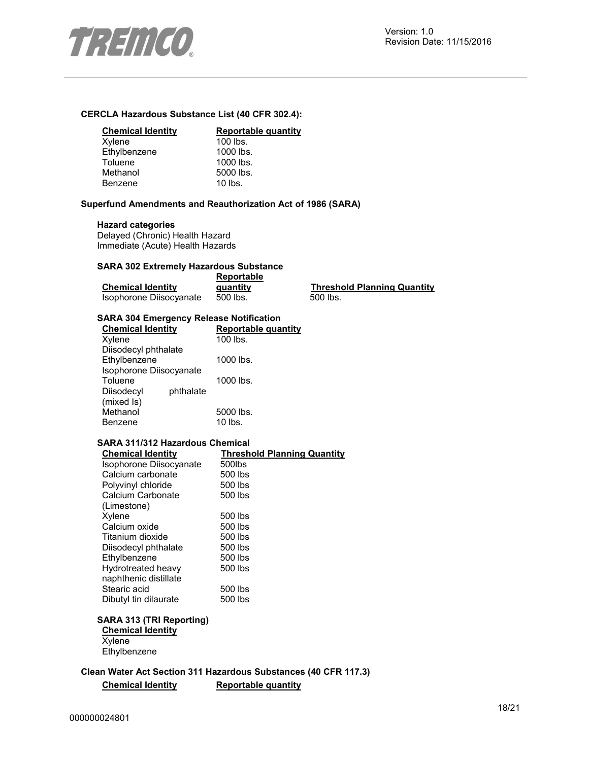**CERCLA Hazardous Substance List (40 CFR 302.4):**

| Chemical Identity | Reportable quantity |
|---|---|
| Xylene | 100 lbs. |
| Ethylbenzene | 1000 lbs. |
| Toluene | 1000 lbs. |
| Methanol | 5000 lbs. |
| Benzene | 10 lbs. |

**Superfund Amendments and Reauthorization Act of 1986 (SARA)**

**Hazard categories**

Delayed (Chronic) Health Hazard
Immediate (Acute) Health Hazards

**SARA 302 Extremely Hazardous Substance**

| Chemical Identity | Reportable quantity | Threshold Planning Quantity |
|---|---|---|
| Isophorone Diisocyanate | 500 lbs. | 500 lbs. |

**SARA 304 Emergency Release Notification**

| Chemical Identity | Reportable quantity |
|---|---|
| Xylene | 100 lbs. |
| Diisodecyl phthalate | |
| Ethylbenzene | 1000 lbs. |
| Isophorone Diisocyanate | |
| Toluene | 1000 lbs. |
| Diisodecyl phthalate (mixed Is) | |
| Methanol | 5000 lbs. |
| Benzene | 10 lbs. |

**SARA 311/312 Hazardous Chemical**

| Chemical Identity | Threshold Planning Quantity |
|---|---|
| Isophorone Diisocyanate | 500lbs |
| Calcium carbonate | 500 lbs |
| Polyvinyl chloride | 500 lbs |
| Calcium Carbonate (Limestone) | 500 lbs |
| Xylene | 500 lbs |
| Calcium oxide | 500 lbs |
| Titanium dioxide | 500 lbs |
| Diisodecyl phthalate | 500 lbs |
| Ethylbenzene | 500 lbs |
| Hydrotreated heavy naphthenic distillate | 500 lbs |
| Stearic acid | 500 lbs |
| Dibutyl tin dilaurate | 500 lbs |

**SARA 313 (TRI Reporting)**

| Chemical Identity |
|---|
| Xylene |
| Ethylbenzene |

**Clean Water Act Section 311 Hazardous Substances (40 CFR 117.3)**

| Chemical Identity | Reportable quantity |
|---|---|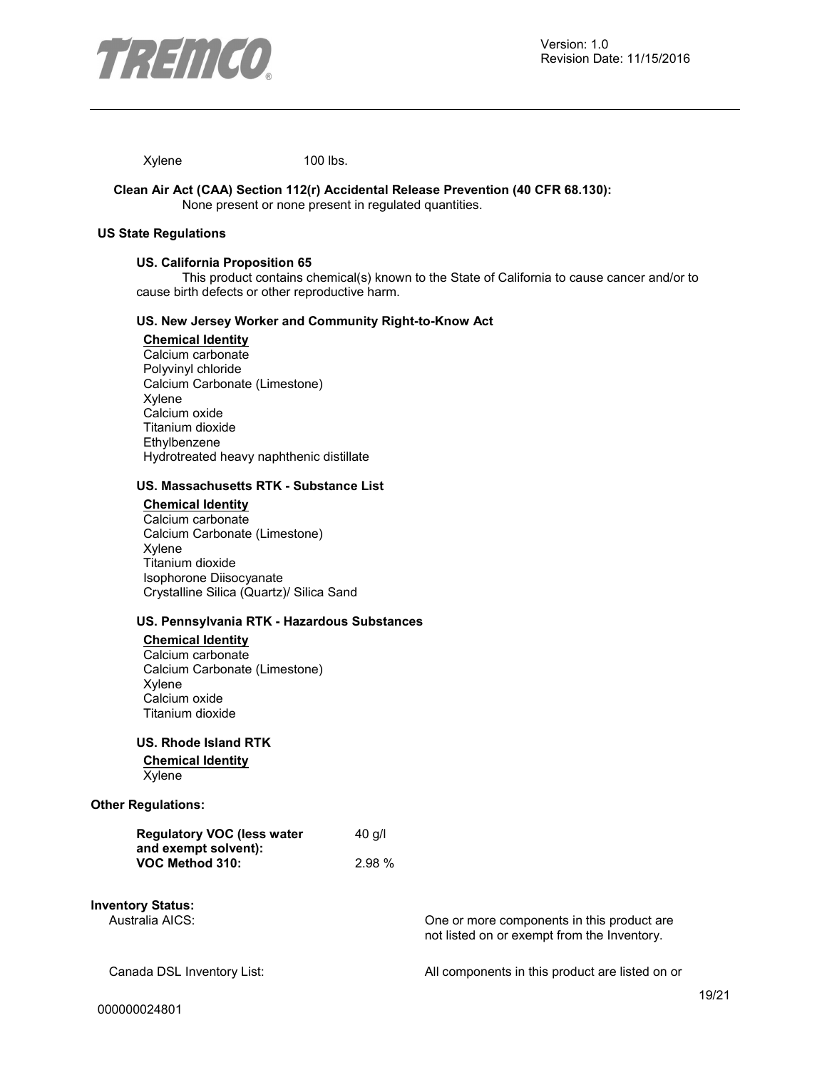| Xylene | 100 lbs. |
|---|---|

**Clean Air Act (CAA) Section 112(r) Accidental Release Prevention (40 CFR 68.130):**
None present or none present in regulated quantities.

## US State Regulations

### US. California Proposition 65

This product contains chemical(s) known to the State of California to cause cancer and/or to cause birth defects or other reproductive harm.

### US. New Jersey Worker and Community Right-to-Know Act

**Chemical Identity**
Calcium carbonate
Polyvinyl chloride
Calcium Carbonate (Limestone)
Xylene
Calcium oxide
Titanium dioxide
Ethylbenzene
Hydrotreated heavy naphthenic distillate

### US. Massachusetts RTK - Substance List

**Chemical Identity**
Calcium carbonate
Calcium Carbonate (Limestone)
Xylene
Titanium dioxide
Isophorone Diisocyanate
Crystalline Silica (Quartz)/ Silica Sand

### US. Pennsylvania RTK - Hazardous Substances

**Chemical Identity**
Calcium carbonate
Calcium Carbonate (Limestone)
Xylene
Calcium oxide
Titanium dioxide

### US. Rhode Island RTK

**Chemical Identity**
Xylene

## Other Regulations:

| | |
|---|---|
| **Regulatory VOC (less water and exempt solvent):** | 40 g/l |
| **VOC Method 310:** | 2.98 % |

## Inventory Status:

| | |
|---|---|
| Australia AICS: | One or more components in this product are not listed on or exempt from the Inventory. |
| Canada DSL Inventory List: | All components in this product are listed on or |

000000024801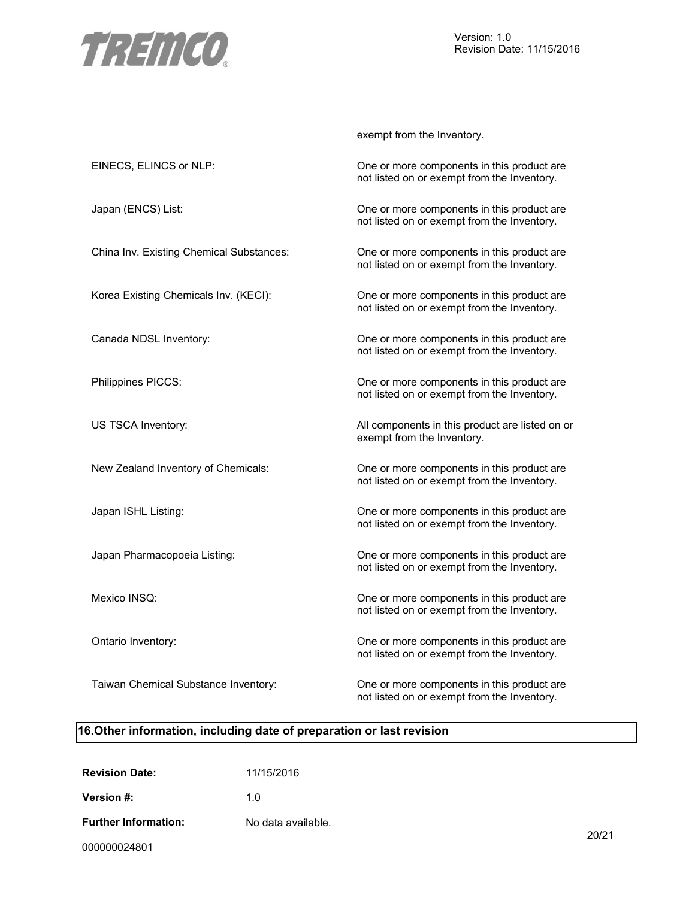exempt from the Inventory.

| | |
|---|---|
| EINECS, ELINCS or NLP: | One or more components in this product are not listed on or exempt from the Inventory. |
| Japan (ENCS) List: | One or more components in this product are not listed on or exempt from the Inventory. |
| China Inv. Existing Chemical Substances: | One or more components in this product are not listed on or exempt from the Inventory. |
| Korea Existing Chemicals Inv. (KECI): | One or more components in this product are not listed on or exempt from the Inventory. |
| Canada NDSL Inventory: | One or more components in this product are not listed on or exempt from the Inventory. |
| Philippines PICCS: | One or more components in this product are not listed on or exempt from the Inventory. |
| US TSCA Inventory: | All components in this product are listed on or exempt from the Inventory. |
| New Zealand Inventory of Chemicals: | One or more components in this product are not listed on or exempt from the Inventory. |
| Japan ISHL Listing: | One or more components in this product are not listed on or exempt from the Inventory. |
| Japan Pharmacopoeia Listing: | One or more components in this product are not listed on or exempt from the Inventory. |
| Mexico INSQ: | One or more components in this product are not listed on or exempt from the Inventory. |
| Ontario Inventory: | One or more components in this product are not listed on or exempt from the Inventory. |
| Taiwan Chemical Substance Inventory: | One or more components in this product are not listed on or exempt from the Inventory. |

## 16.Other information, including date of preparation or last revision

**Revision Date:** 11/15/2016

**Version #:** 1.0

**Further Information:** No data available.

000000024801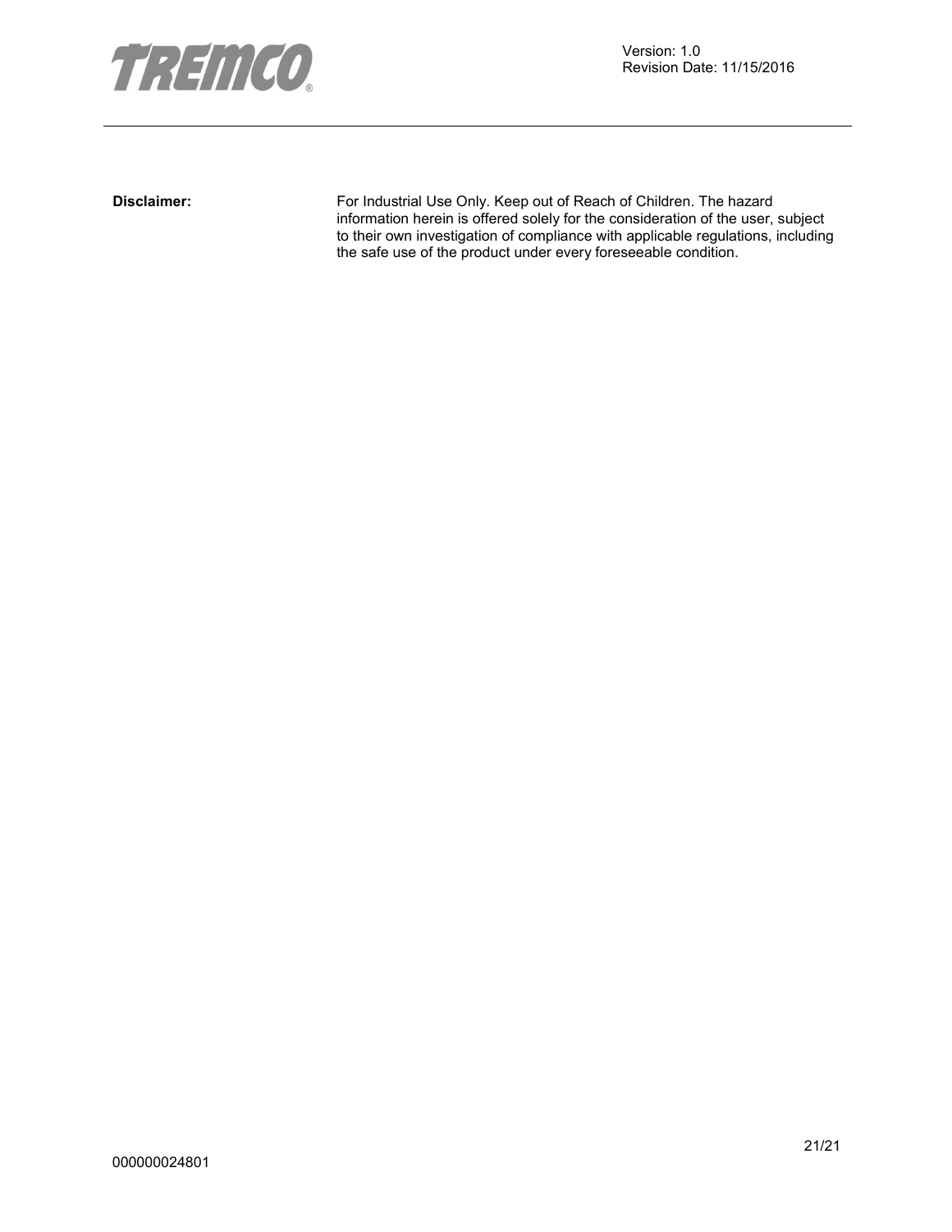**Disclaimer:** For Industrial Use Only. Keep out of Reach of Children. The hazard information herein is offered solely for the consideration of the user, subject to their own investigation of compliance with applicable regulations, including the safe use of the product under every foreseeable condition.